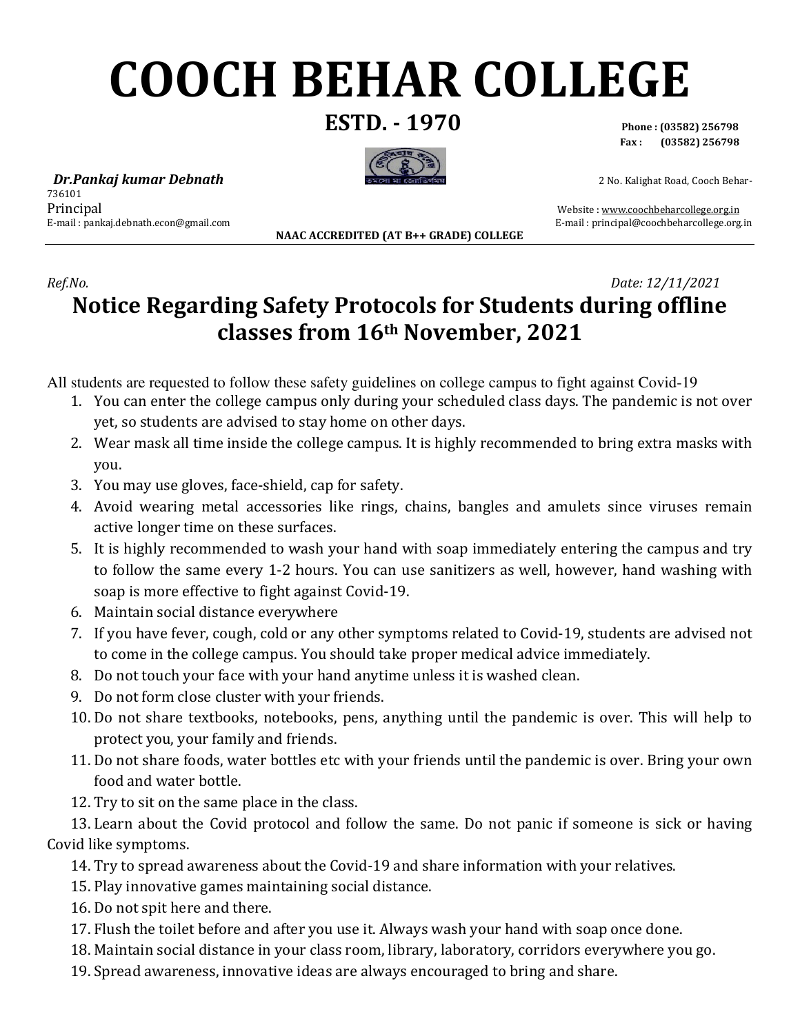# COOCH BEHAR COLLEGE

**ESTD. - 1970**

**Phone : (03582) 256798**
**Fax : (03582) 256798**

***Dr.Pankaj kumar Debnath***
Principal
E-mail : pankaj.debnath.econ@gmail.com

2 No. Kalighat Road, Cooch Behar-736101
Website : www.coochbeharcollege.org.in
E-mail : principal@coochbeharcollege.org.in

**NAAC ACCREDITED (AT B++ GRADE) COLLEGE**

*Ref.No.* *Date: 12/11/2021*

## Notice Regarding Safety Protocols for Students during offline classes from 16th November, 2021

All students are requested to follow these safety guidelines on college campus to fight against Covid-19

1. You can enter the college campus only during your scheduled class days. The pandemic is not over yet, so students are advised to stay home on other days.
2. Wear mask all time inside the college campus. It is highly recommended to bring extra masks with you.
3. You may use gloves, face-shield, cap for safety.
4. Avoid wearing metal accessories like rings, chains, bangles and amulets since viruses remain active longer time on these surfaces.
5. It is highly recommended to wash your hand with soap immediately entering the campus and try to follow the same every 1-2 hours. You can use sanitizers as well, however, hand washing with soap is more effective to fight against Covid-19.
6. Maintain social distance everywhere
7. If you have fever, cough, cold or any other symptoms related to Covid-19, students are advised not to come in the college campus. You should take proper medical advice immediately.
8. Do not touch your face with your hand anytime unless it is washed clean.
9. Do not form close cluster with your friends.
10. Do not share textbooks, notebooks, pens, anything until the pandemic is over. This will help to protect you, your family and friends.
11. Do not share foods, water bottles etc with your friends until the pandemic is over. Bring your own food and water bottle.
12. Try to sit on the same place in the class.
13. Learn about the Covid protocol and follow the same. Do not panic if someone is sick or having Covid like symptoms.
14. Try to spread awareness about the Covid-19 and share information with your relatives.
15. Play innovative games maintaining social distance.
16. Do not spit here and there.
17. Flush the toilet before and after you use it. Always wash your hand with soap once done.
18. Maintain social distance in your class room, library, laboratory, corridors everywhere you go.
19. Spread awareness, innovative ideas are always encouraged to bring and share.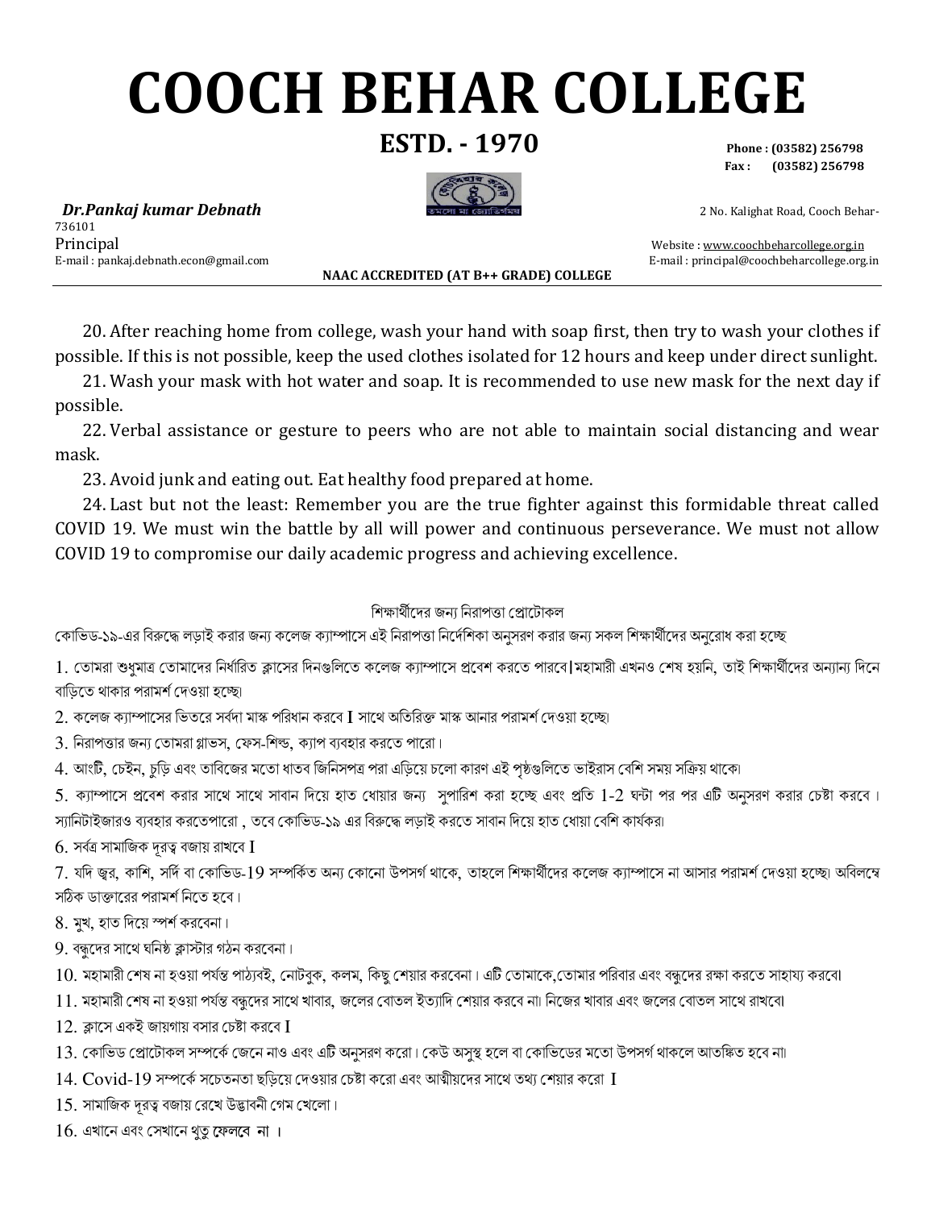# COOCH BEHAR COLLEGE

**ESTD. - 1970**

**Phone : (03582) 256798**
**Fax : (03582) 256798**

***Dr.Pankaj kumar Debnath*** 2 No. Kalighat Road, Cooch Behar-736101

Principal Website : www.coochbeharcollege.org.in

E-mail : pankaj.debnath.econ@gmail.com E-mail : principal@coochbeharcollege.org.in

**NAAC ACCREDITED (AT B++ GRADE) COLLEGE**

20. After reaching home from college, wash your hand with soap first, then try to wash your clothes if possible. If this is not possible, keep the used clothes isolated for 12 hours and keep under direct sunlight.

21. Wash your mask with hot water and soap. It is recommended to use new mask for the next day if possible.

22. Verbal assistance or gesture to peers who are not able to maintain social distancing and wear mask.

23. Avoid junk and eating out. Eat healthy food prepared at home.

24. Last but not the least: Remember you are the true fighter against this formidable threat called COVID 19. We must win the battle by all will power and continuous perseverance. We must not allow COVID 19 to compromise our daily academic progress and achieving excellence.

শিক্ষার্থীদের জন্য নিরাপত্তা প্রোটোকল

কোভিড-১৯-এর বিরুদ্ধে লড়াই করার জন্য কলেজ ক্যাম্পাসে এই নিরাপত্তা নির্দেশিকা অনুসরণ করার জন্য সকল শিক্ষার্থীদের অনুরোধ করা হচ্ছে

1. তোমরা শুধুমাত্র তোমাদের নির্ধারিত ক্লাসের দিনগুলিতে কলেজ ক্যাম্পাসে প্রবেশ করতে পারবে|মহামারী এখনও শেষ হয়নি, তাই শিক্ষার্থীদের অন্যান্য দিনে বাড়িতে থাকার পরামর্শ দেওয়া হচ্ছে৷

2. কলেজ ক্যাম্পাসের ভিতরে সর্বদা মাস্ক পরিধান করবে I সাথে অতিরিক্ত মাস্ক আনার পরামর্শ দেওয়া হচ্ছে৷

3. নিরাপত্তার জন্য তোমরা গ্লাভস, ফেস-শিল্ড, ক্যাপ ব্যবহার করতে পারো।

4. আংটি, চেইন, চুড়ি এবং তাবিজের মতো ধাতব জিনিসপত্র পরা এড়িয়ে চলো কারণ এই পৃষ্ঠগুলিতে ভাইরাস বেশি সময় সক্রিয় থাকে৷

5. ক্যাম্পাসে প্রবেশ করার সাথে সাথে সাবান দিয়ে হাত ধোয়ার জন্য সুপারিশ করা হচ্ছে এবং প্রতি 1-2 ঘন্টা পর পর এটি অনুসরণ করার চেষ্টা করবে। স্যানিটাইজারও ব্যবহার করতেপারো , তবে কোভিড-১৯ এর বিরুদ্ধে লড়াই করতে সাবান দিয়ে হাত ধোয়া বেশি কার্যকর৷

6. সর্বত্র সামাজিক দূরত্ব বজায় রাখবে I

7. যদি জ্বর, কাশি, সর্দি বা কোভিড-19 সম্পর্কিত অন্য কোনো উপসর্গ থাকে, তাহলে শিক্ষার্থীদের কলেজ ক্যাম্পাসে না আসার পরামর্শ দেওয়া হচ্ছে৷ অবিলম্বে সঠিক ডাক্তারের পরামর্শ নিতে হবে।

8. মুখ, হাত দিয়ে স্পর্শ করবেনা।

9. বন্ধুদের সাথে ঘনিষ্ঠ ক্লাস্টার গঠন করবেনা।

10. মহামারী শেষ না হওয়া পর্যন্ত পাঠ্যবই, নোটবুক, কলম, কিছু শেয়ার করবেনা। এটি তোমাকে,তোমার পরিবার এবং বন্ধুদের রক্ষা করতে সাহায্য করবে৷

11. মহামারী শেষ না হওয়া পর্যন্ত বন্ধুদের সাথে খাবার, জলের বোতল ইত্যাদি শেয়ার করবে না৷ নিজের খাবার এবং জলের বোতল সাথে রাখবে৷

12. ক্লাসে একই জায়গায় বসার চেষ্টা করবে I

13. কোভিড প্রোটোকল সম্পর্কে জেনে নাও এবং এটি অনুসরণ করো। কেউ অসুস্থ হলে বা কোভিডের মতো উপসর্গ থাকলে আতঙ্কিত হবে না৷

14. Covid-19 সম্পর্কে সচেতনতা ছড়িয়ে দেওয়ার চেষ্টা করো এবং আত্মীয়দের সাথে তথ্য শেয়ার করো I

15. সামাজিক দূরত্ব বজায় রেখে উদ্ভাবনী গেম খেলো।

16. এখানে এবং সেখানে থুতু ফেলবে না ।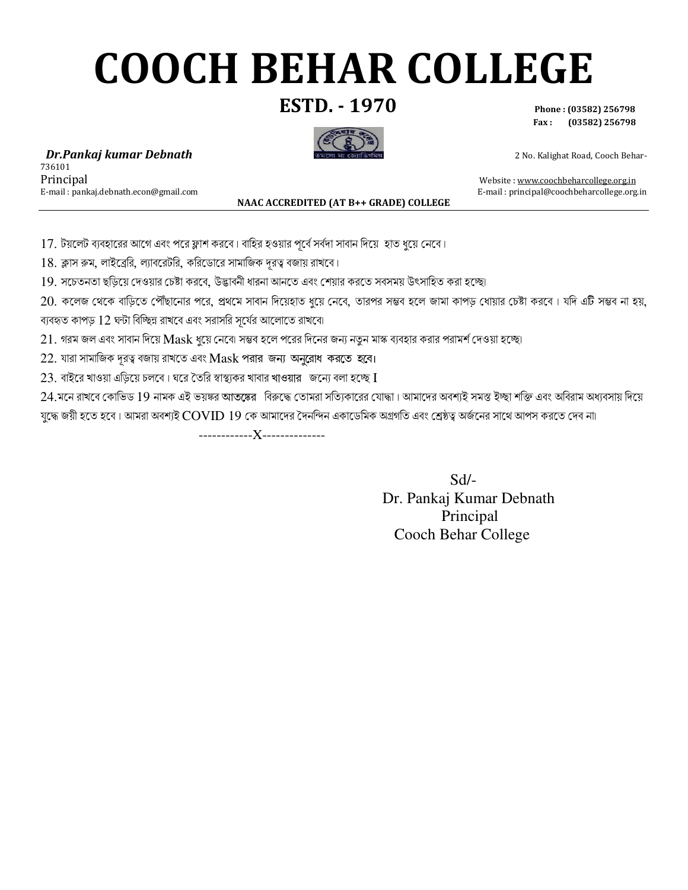# COOCH BEHAR COLLEGE

**ESTD. - 1970**

**Phone : (03582) 256798**
**Fax : (03582) 256798**

***Dr.Pankaj kumar Debnath***
Principal
E-mail : pankaj.debnath.econ@gmail.com

2 No. Kalighat Road, Cooch Behar- 736101
Website : www.coochbeharcollege.org.in
E-mail : principal@coochbeharcollege.org.in

**NAAC ACCREDITED (AT B++ GRADE) COLLEGE**

---

17. টয়লেট ব্যবহারের আগে এবং পরে ফ্লাশ করবে। বাহির হওয়ার পূর্বে সর্বদা সাবান দিয়ে হাত ধুয়ে নেবে।

18. ক্লাস রুম, লাইব্রেরি, ল্যাবরেটরি, করিডোরে সামাজিক দূরত্ব বজায় রাখবে।

19. সচেতনতা ছড়িয়ে দেওয়ার চেষ্টা করবে, উদ্ভাবনী ধারনা আনতে এবং শেয়ার করতে সবসময় উৎসাহিত করা হচ্ছে৷

20. কলেজ থেকে বাড়িতে পৌঁছানোর পরে, প্রথমে সাবান দিয়েহাত ধুয়ে নেবে, তারপর সম্ভব হলে জামা কাপড় ধোয়ার চেষ্টা করবে। যদি এটি সম্ভব না হয়, ব্যবহৃত কাপড় 12 ঘন্টা বিচ্ছিন্ন রাখবে এবং সরাসরি সূর্যের আলোতে রাখবে৷

21. গরম জল এবং সাবান দিয়ে Mask ধুয়ে নেবে৷ সম্ভব হলে পরের দিনের জন্য নতুন মাস্ক ব্যবহার করার পরামর্শ দেওয়া হচ্ছে৷

22. যারা সামাজিক দূরত্ব বজায় রাখতে এবং Mask পরার জন্য অনুরোধ করতে হবে৷

23. বাইরে খাওয়া এড়িয়ে চলবে। ঘরে তৈরি স্বাস্থ্যকর খাবার খাওয়ার জন্যে বলা হচ্ছে I

24. মনে রাখবে কোভিড 19 নামক এই ভয়ঙ্কর আতঙ্কের বিরুদ্ধে তোমরা সত্যিকারের যোদ্ধা। আমাদের অবশ্যই সমস্ত ইচ্ছা শক্তি এবং অবিরাম অধ্যবসায় দিয়ে যুদ্ধে জয়ী হতে হবে। আমরা অবশ্যই COVID 19 কে আমাদের দৈনন্দিন একাডেমিক অগ্রগতি এবং শ্রেষ্ঠত্ব অর্জনের সাথে আপস করতে দেব না৷

------------X--------------

Sd/-
Dr. Pankaj Kumar Debnath
Principal
Cooch Behar College